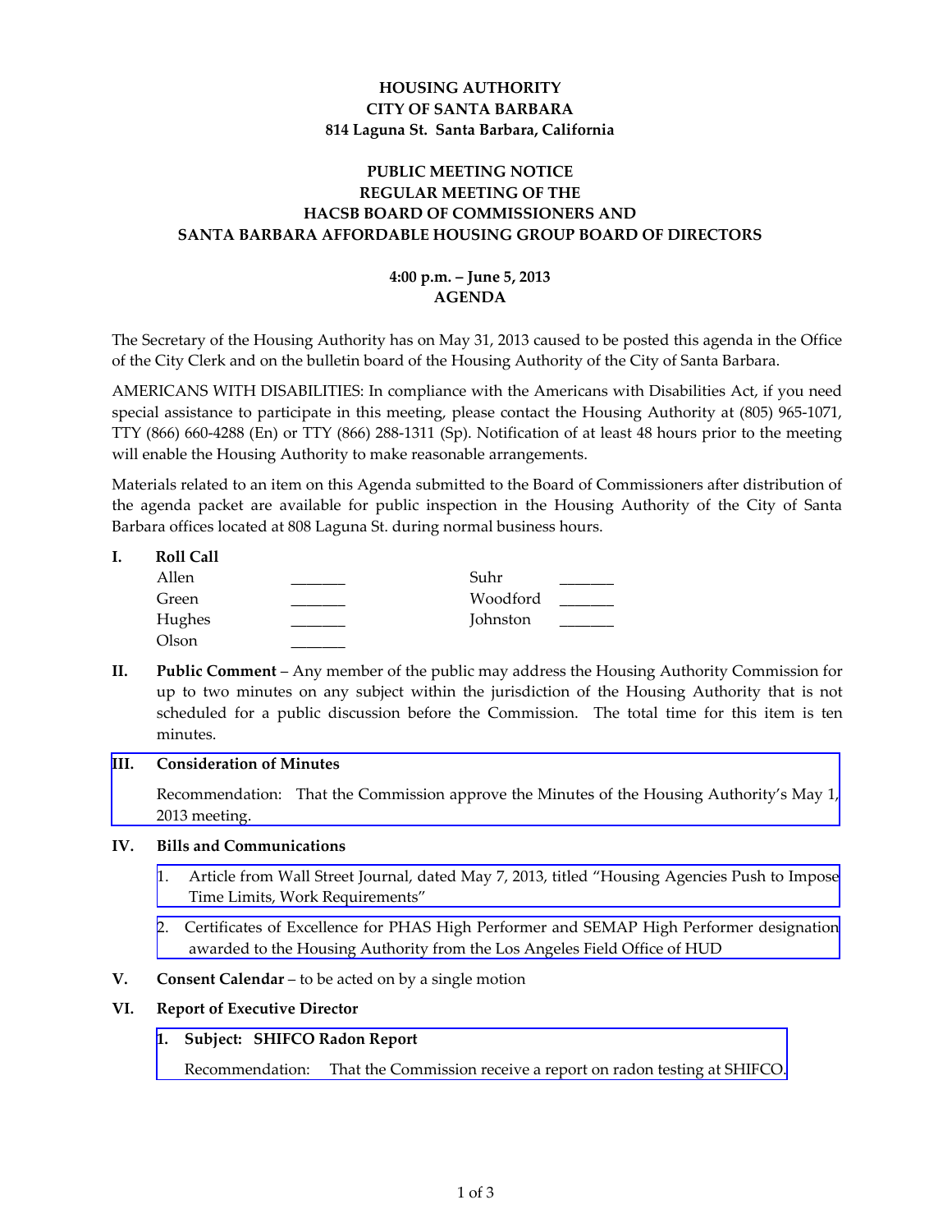**HOUSING AUTHORITY**
**CITY OF SANTA BARBARA**
**814 Laguna St. Santa Barbara, California**

**PUBLIC MEETING NOTICE**
**REGULAR MEETING OF THE**
**HACSB BOARD OF COMMISSIONERS AND**
**SANTA BARBARA AFFORDABLE HOUSING GROUP BOARD OF DIRECTORS**

**4:00 p.m. – June 5, 2013**
**AGENDA**

The Secretary of the Housing Authority has on May 31, 2013 caused to be posted this agenda in the Office of the City Clerk and on the bulletin board of the Housing Authority of the City of Santa Barbara.

AMERICANS WITH DISABILITIES: In compliance with the Americans with Disabilities Act, if you need special assistance to participate in this meeting, please contact the Housing Authority at (805) 965-1071, TTY (866) 660-4288 (En) or TTY (866) 288-1311 (Sp). Notification of at least 48 hours prior to the meeting will enable the Housing Authority to make reasonable arrangements.

Materials related to an item on this Agenda submitted to the Board of Commissioners after distribution of the agenda packet are available for public inspection in the Housing Authority of the City of Santa Barbara offices located at 808 Laguna St. during normal business hours.

**I. Roll Call**

| | | | |
|---|---|---|---|
| Allen | _______ | Suhr | _______ |
| Green | _______ | Woodford | _______ |
| Hughes | _______ | Johnston | _______ |
| Olson | _______ | | |

**II. Public Comment** – Any member of the public may address the Housing Authority Commission for up to two minutes on any subject within the jurisdiction of the Housing Authority that is not scheduled for a public discussion before the Commission. The total time for this item is ten minutes.

**III. Consideration of Minutes**

Recommendation: That the Commission approve the Minutes of the Housing Authority's May 1, 2013 meeting.

**IV. Bills and Communications**

1. Article from Wall Street Journal, dated May 7, 2013, titled "Housing Agencies Push to Impose Time Limits, Work Requirements"
2. Certificates of Excellence for PHAS High Performer and SEMAP High Performer designation awarded to the Housing Authority from the Los Angeles Field Office of HUD

**V. Consent Calendar** – to be acted on by a single motion

**VI. Report of Executive Director**

**1. Subject: SHIFCO Radon Report**

Recommendation: That the Commission receive a report on radon testing at SHIFCO.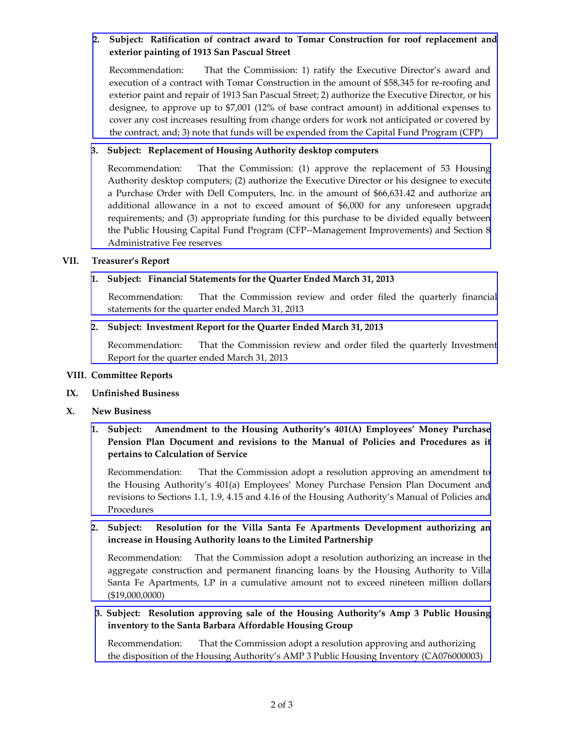2. **Subject: Ratification of contract award to Tomar Construction for roof replacement and exterior painting of 1913 San Pascual Street**

   Recommendation: That the Commission: 1) ratify the Executive Director's award and execution of a contract with Tomar Construction in the amount of $58,345 for re-roofing and exterior paint and repair of 1913 San Pascual Street; 2) authorize the Executive Director, or his designee, to approve up to $7,001 (12% of base contract amount) in additional expenses to cover any cost increases resulting from change orders for work not anticipated or covered by the contract, and; 3) note that funds will be expended from the Capital Fund Program (CFP)

3. **Subject: Replacement of Housing Authority desktop computers**

   Recommendation: That the Commission: (1) approve the replacement of 53 Housing Authority desktop computers; (2) authorize the Executive Director or his designee to execute a Purchase Order with Dell Computers, Inc. in the amount of $66,631.42 and authorize an additional allowance in a not to exceed amount of $6,000 for any unforeseen upgrade requirements; and (3) appropriate funding for this purchase to be divided equally between the Public Housing Capital Fund Program (CFP--Management Improvements) and Section 8 Administrative Fee reserves

## VII. Treasurer's Report

1. **Subject: Financial Statements for the Quarter Ended March 31, 2013**

   Recommendation: That the Commission review and order filed the quarterly financial statements for the quarter ended March 31, 2013

2. **Subject: Investment Report for the Quarter Ended March 31, 2013**

   Recommendation: That the Commission review and order filed the quarterly Investment Report for the quarter ended March 31, 2013

## VIII. Committee Reports

## IX. Unfinished Business

## X. New Business

1. **Subject: Amendment to the Housing Authority's 401(A) Employees' Money Purchase Pension Plan Document and revisions to the Manual of Policies and Procedures as it pertains to Calculation of Service**

   Recommendation: That the Commission adopt a resolution approving an amendment to the Housing Authority's 401(a) Employees' Money Purchase Pension Plan Document and revisions to Sections 1.1, 1.9, 4.15 and 4.16 of the Housing Authority's Manual of Policies and Procedures

2. **Subject: Resolution for the Villa Santa Fe Apartments Development authorizing an increase in Housing Authority loans to the Limited Partnership**

   Recommendation: That the Commission adopt a resolution authorizing an increase in the aggregate construction and permanent financing loans by the Housing Authority to Villa Santa Fe Apartments, LP in a cumulative amount not to exceed nineteen million dollars ($19,000,0000)

3. **Subject: Resolution approving sale of the Housing Authority's Amp 3 Public Housing inventory to the Santa Barbara Affordable Housing Group**

   Recommendation: That the Commission adopt a resolution approving and authorizing the disposition of the Housing Authority's AMP 3 Public Housing Inventory (CA076000003)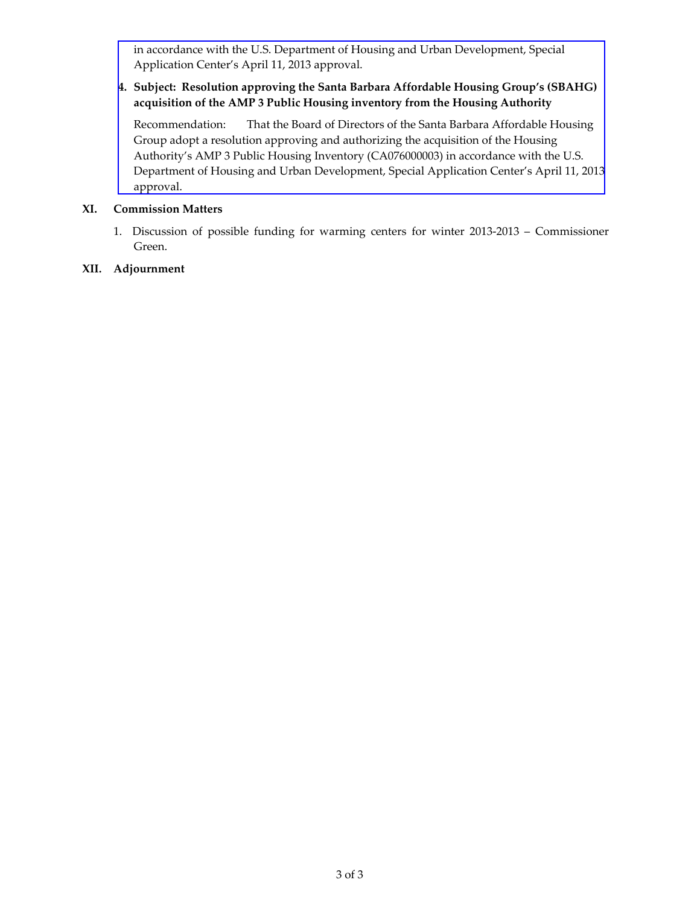in accordance with the U.S. Department of Housing and Urban Development, Special Application Center's April 11, 2013 approval.

4. **Subject: Resolution approving the Santa Barbara Affordable Housing Group's (SBAHG) acquisition of the AMP 3 Public Housing inventory from the Housing Authority**

   Recommendation: That the Board of Directors of the Santa Barbara Affordable Housing Group adopt a resolution approving and authorizing the acquisition of the Housing Authority's AMP 3 Public Housing Inventory (CA076000003) in accordance with the U.S. Department of Housing and Urban Development, Special Application Center's April 11, 2013 approval.

## XI. Commission Matters

1. Discussion of possible funding for warming centers for winter 2013-2013 – Commissioner Green.

## XII. Adjournment